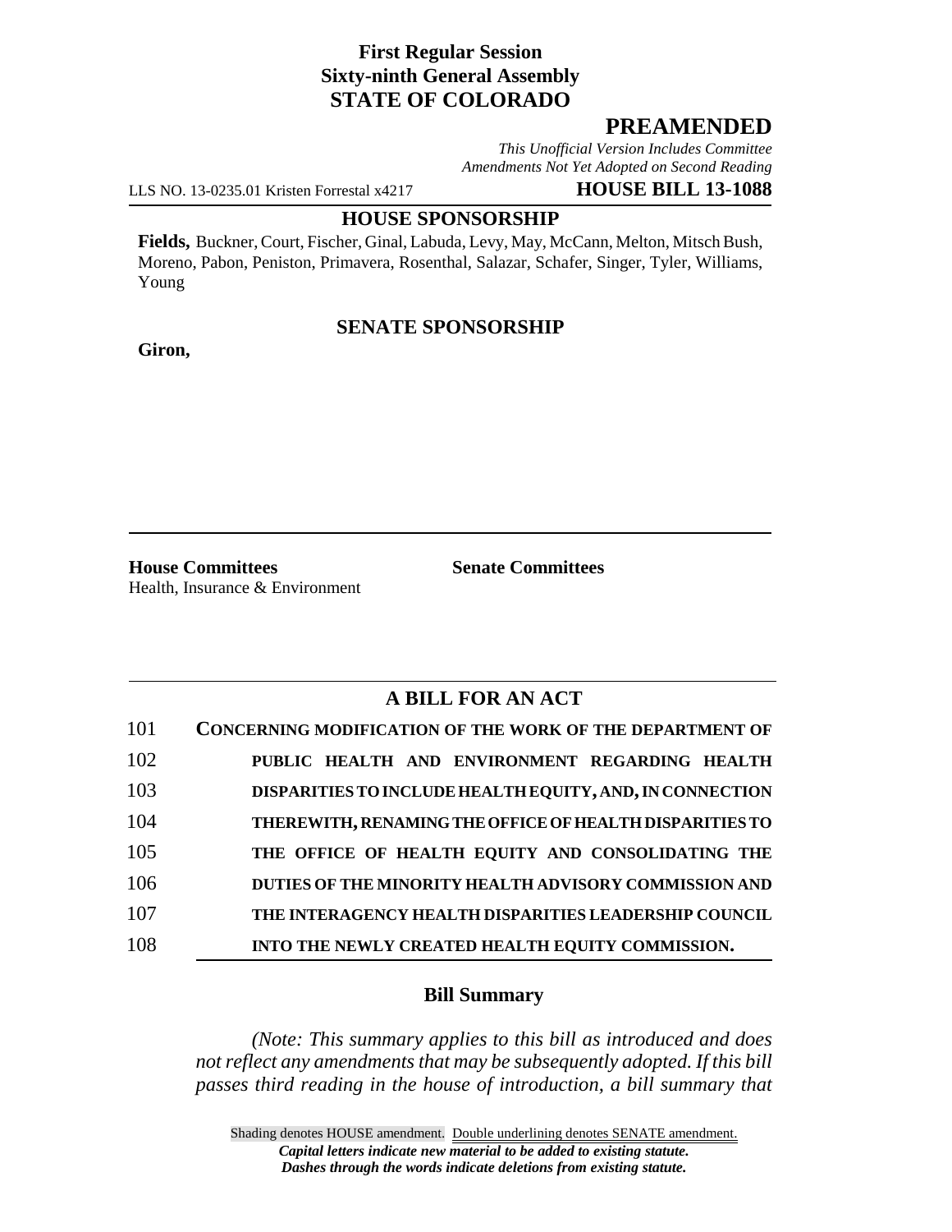**First Regular Session**
**Sixty-ninth General Assembly**
**STATE OF COLORADO**

## PREAMENDED

*This Unofficial Version Includes Committee Amendments Not Yet Adopted on Second Reading*

LLS NO. 13-0235.01 Kristen Forrestal x4217 **HOUSE BILL 13-1088**

**HOUSE SPONSORSHIP**

**Fields,** Buckner, Court, Fischer, Ginal, Labuda, Levy, May, McCann, Melton, Mitsch Bush, Moreno, Pabon, Peniston, Primavera, Rosenthal, Salazar, Schafer, Singer, Tyler, Williams, Young

**SENATE SPONSORSHIP**

**Giron,**

**House Committees**
Health, Insurance & Environment

**Senate Committees**

### A BILL FOR AN ACT

101 **CONCERNING MODIFICATION OF THE WORK OF THE DEPARTMENT OF**
102 **PUBLIC HEALTH AND ENVIRONMENT REGARDING HEALTH**
103 **DISPARITIES TO INCLUDE HEALTH EQUITY, AND, IN CONNECTION**
104 **THEREWITH, RENAMING THE OFFICE OF HEALTH DISPARITIES TO**
105 **THE OFFICE OF HEALTH EQUITY AND CONSOLIDATING THE**
106 **DUTIES OF THE MINORITY HEALTH ADVISORY COMMISSION AND**
107 **THE INTERAGENCY HEALTH DISPARITIES LEADERSHIP COUNCIL**
108 **INTO THE NEWLY CREATED HEALTH EQUITY COMMISSION.**

### Bill Summary

*(Note: This summary applies to this bill as introduced and does not reflect any amendments that may be subsequently adopted. If this bill passes third reading in the house of introduction, a bill summary that*

Shading denotes HOUSE amendment. Double underlining denotes SENATE amendment.
*Capital letters indicate new material to be added to existing statute.*
*Dashes through the words indicate deletions from existing statute.*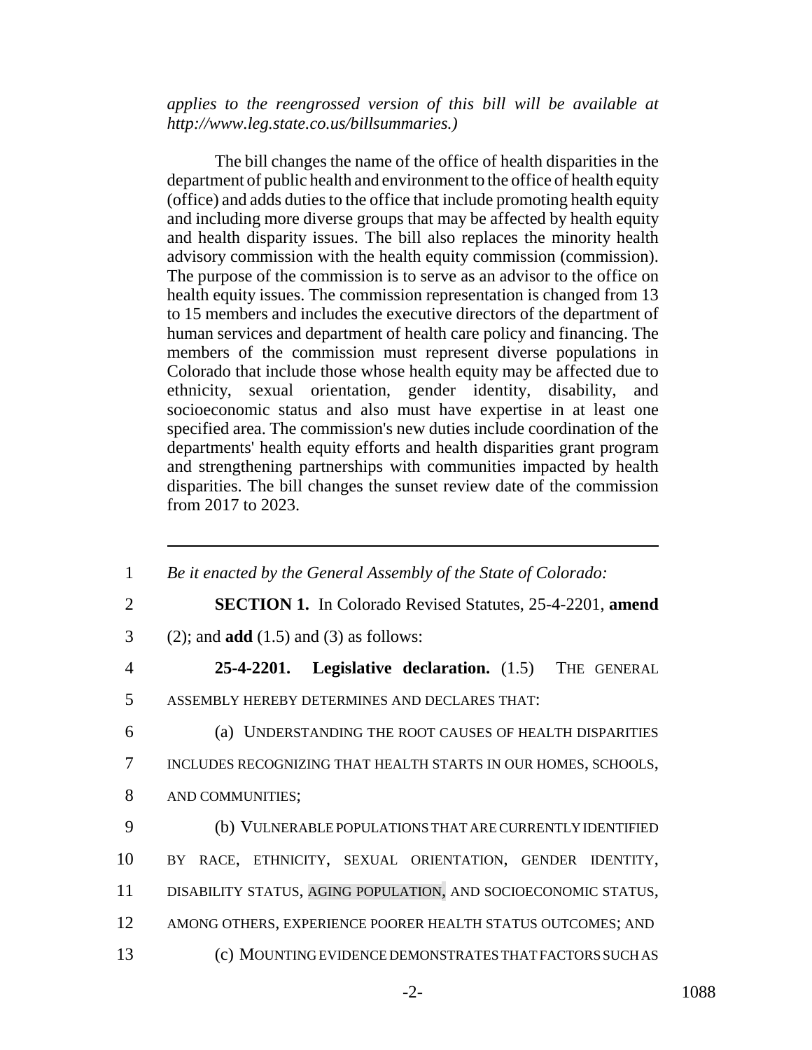*applies to the reengrossed version of this bill will be available at http://www.leg.state.co.us/billsummaries.)*

The bill changes the name of the office of health disparities in the department of public health and environment to the office of health equity (office) and adds duties to the office that include promoting health equity and including more diverse groups that may be affected by health equity and health disparity issues. The bill also replaces the minority health advisory commission with the health equity commission (commission). The purpose of the commission is to serve as an advisor to the office on health equity issues. The commission representation is changed from 13 to 15 members and includes the executive directors of the department of human services and department of health care policy and financing. The members of the commission must represent diverse populations in Colorado that include those whose health equity may be affected due to ethnicity, sexual orientation, gender identity, disability, and socioeconomic status and also must have expertise in at least one specified area. The commission's new duties include coordination of the departments' health equity efforts and health disparities grant program and strengthening partnerships with communities impacted by health disparities. The bill changes the sunset review date of the commission from 2017 to 2023.

---

1 *Be it enacted by the General Assembly of the State of Colorado:*

2 **SECTION 1.** In Colorado Revised Statutes, 25-4-2201, **amend**

3 (2); and **add** (1.5) and (3) as follows:

4 **25-4-2201. Legislative declaration.** (1.5) THE GENERAL

5 ASSEMBLY HEREBY DETERMINES AND DECLARES THAT:

6 (a) UNDERSTANDING THE ROOT CAUSES OF HEALTH DISPARITIES

7 INCLUDES RECOGNIZING THAT HEALTH STARTS IN OUR HOMES, SCHOOLS,

8 AND COMMUNITIES;

9 (b) VULNERABLE POPULATIONS THAT ARE CURRENTLY IDENTIFIED

10 BY RACE, ETHNICITY, SEXUAL ORIENTATION, GENDER IDENTITY,

11 DISABILITY STATUS, AGING POPULATION, AND SOCIOECONOMIC STATUS,

12 AMONG OTHERS, EXPERIENCE POORER HEALTH STATUS OUTCOMES; AND

13 (c) MOUNTING EVIDENCE DEMONSTRATES THAT FACTORS SUCH AS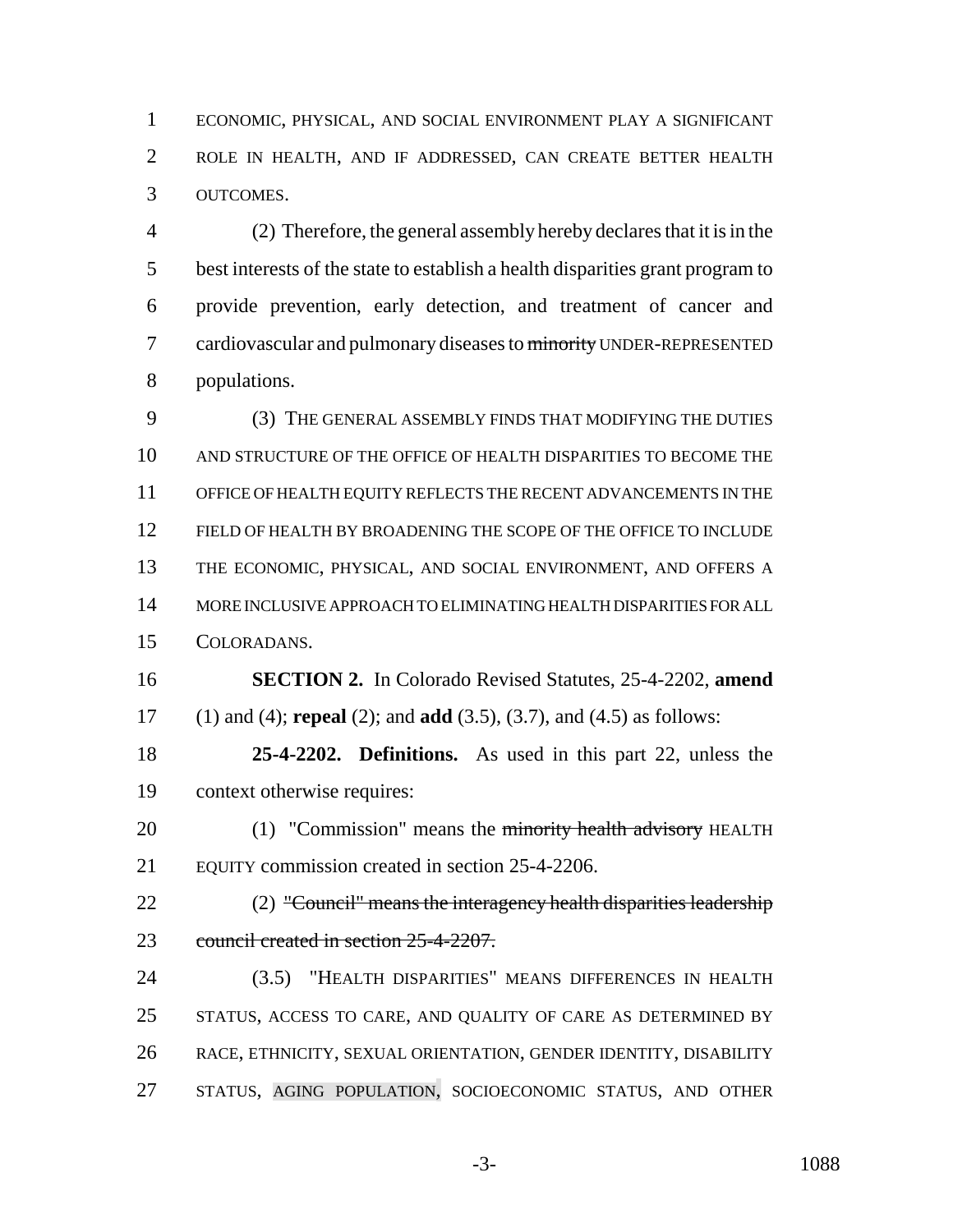ECONOMIC, PHYSICAL, AND SOCIAL ENVIRONMENT PLAY A SIGNIFICANT ROLE IN HEALTH, AND IF ADDRESSED, CAN CREATE BETTER HEALTH OUTCOMES.

(2) Therefore, the general assembly hereby declares that it is in the best interests of the state to establish a health disparities grant program to provide prevention, early detection, and treatment of cancer and cardiovascular and pulmonary diseases to ~~minority~~ UNDER-REPRESENTED populations.

(3) THE GENERAL ASSEMBLY FINDS THAT MODIFYING THE DUTIES AND STRUCTURE OF THE OFFICE OF HEALTH DISPARITIES TO BECOME THE OFFICE OF HEALTH EQUITY REFLECTS THE RECENT ADVANCEMENTS IN THE FIELD OF HEALTH BY BROADENING THE SCOPE OF THE OFFICE TO INCLUDE THE ECONOMIC, PHYSICAL, AND SOCIAL ENVIRONMENT, AND OFFERS A MORE INCLUSIVE APPROACH TO ELIMINATING HEALTH DISPARITIES FOR ALL COLORADANS.

**SECTION 2.** In Colorado Revised Statutes, 25-4-2202, **amend** (1) and (4); **repeal** (2); and **add** (3.5), (3.7), and (4.5) as follows:

**25-4-2202. Definitions.** As used in this part 22, unless the context otherwise requires:

(1) "Commission" means the ~~minority health advisory~~ HEALTH EQUITY commission created in section 25-4-2206.

(2) ~~"Council" means the interagency health disparities leadership council created in section 25-4-2207.~~

(3.5) "HEALTH DISPARITIES" MEANS DIFFERENCES IN HEALTH STATUS, ACCESS TO CARE, AND QUALITY OF CARE AS DETERMINED BY RACE, ETHNICITY, SEXUAL ORIENTATION, GENDER IDENTITY, DISABILITY STATUS, AGING POPULATION, SOCIOECONOMIC STATUS, AND OTHER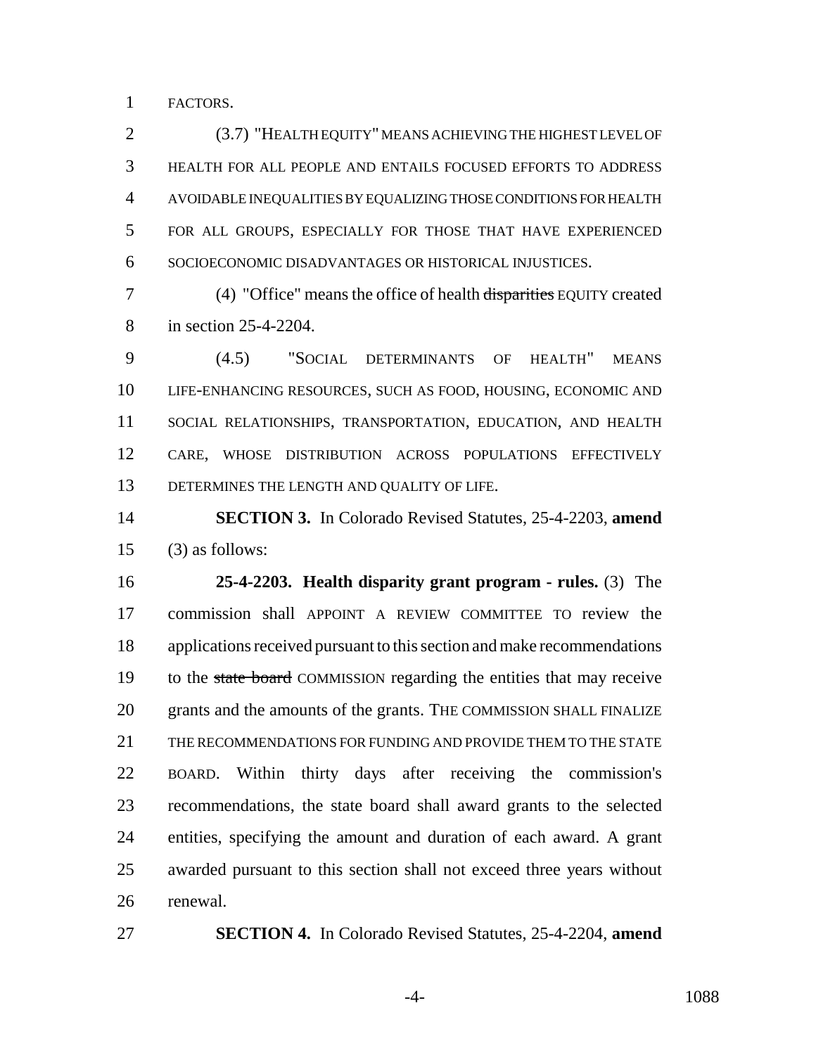FACTORS.

(3.7) "HEALTH EQUITY" MEANS ACHIEVING THE HIGHEST LEVEL OF HEALTH FOR ALL PEOPLE AND ENTAILS FOCUSED EFFORTS TO ADDRESS AVOIDABLE INEQUALITIES BY EQUALIZING THOSE CONDITIONS FOR HEALTH FOR ALL GROUPS, ESPECIALLY FOR THOSE THAT HAVE EXPERIENCED SOCIOECONOMIC DISADVANTAGES OR HISTORICAL INJUSTICES.

(4) "Office" means the office of health ~~disparities~~ EQUITY created in section 25-4-2204.

(4.5) "SOCIAL DETERMINANTS OF HEALTH" MEANS LIFE-ENHANCING RESOURCES, SUCH AS FOOD, HOUSING, ECONOMIC AND SOCIAL RELATIONSHIPS, TRANSPORTATION, EDUCATION, AND HEALTH CARE, WHOSE DISTRIBUTION ACROSS POPULATIONS EFFECTIVELY DETERMINES THE LENGTH AND QUALITY OF LIFE.

**SECTION 3.** In Colorado Revised Statutes, 25-4-2203, **amend** (3) as follows:

**25-4-2203. Health disparity grant program - rules.** (3) The commission shall APPOINT A REVIEW COMMITTEE TO review the applications received pursuant to this section and make recommendations to the ~~state board~~ COMMISSION regarding the entities that may receive grants and the amounts of the grants. THE COMMISSION SHALL FINALIZE THE RECOMMENDATIONS FOR FUNDING AND PROVIDE THEM TO THE STATE BOARD. Within thirty days after receiving the commission's recommendations, the state board shall award grants to the selected entities, specifying the amount and duration of each award. A grant awarded pursuant to this section shall not exceed three years without renewal.

**SECTION 4.** In Colorado Revised Statutes, 25-4-2204, **amend**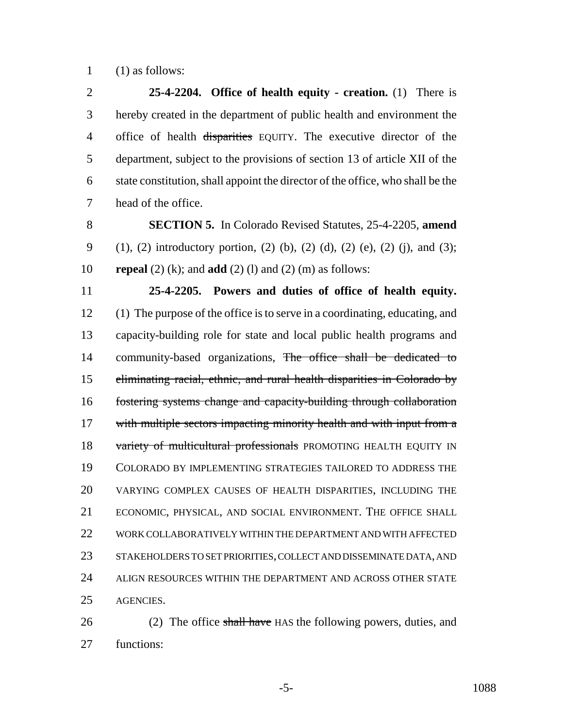(1) as follows:

**25-4-2204. Office of health equity - creation.** (1) There is hereby created in the department of public health and environment the office of health ~~disparities~~ EQUITY. The executive director of the department, subject to the provisions of section 13 of article XII of the state constitution, shall appoint the director of the office, who shall be the head of the office.

**SECTION 5.** In Colorado Revised Statutes, 25-4-2205, **amend** (1), (2) introductory portion, (2) (b), (2) (d), (2) (e), (2) (j), and (3); **repeal** (2) (k); and **add** (2) (l) and (2) (m) as follows:

**25-4-2205. Powers and duties of office of health equity.** (1) The purpose of the office is to serve in a coordinating, educating, and capacity-building role for state and local public health programs and community-based organizations, ~~The office shall be dedicated to eliminating racial, ethnic, and rural health disparities in Colorado by fostering systems change and capacity-building through collaboration with multiple sectors impacting minority health and with input from a variety of multicultural professionals~~ PROMOTING HEALTH EQUITY IN COLORADO BY IMPLEMENTING STRATEGIES TAILORED TO ADDRESS THE VARYING COMPLEX CAUSES OF HEALTH DISPARITIES, INCLUDING THE ECONOMIC, PHYSICAL, AND SOCIAL ENVIRONMENT. THE OFFICE SHALL WORK COLLABORATIVELY WITHIN THE DEPARTMENT AND WITH AFFECTED STAKEHOLDERS TO SET PRIORITIES, COLLECT AND DISSEMINATE DATA, AND ALIGN RESOURCES WITHIN THE DEPARTMENT AND ACROSS OTHER STATE AGENCIES.

(2) The office ~~shall have~~ HAS the following powers, duties, and functions: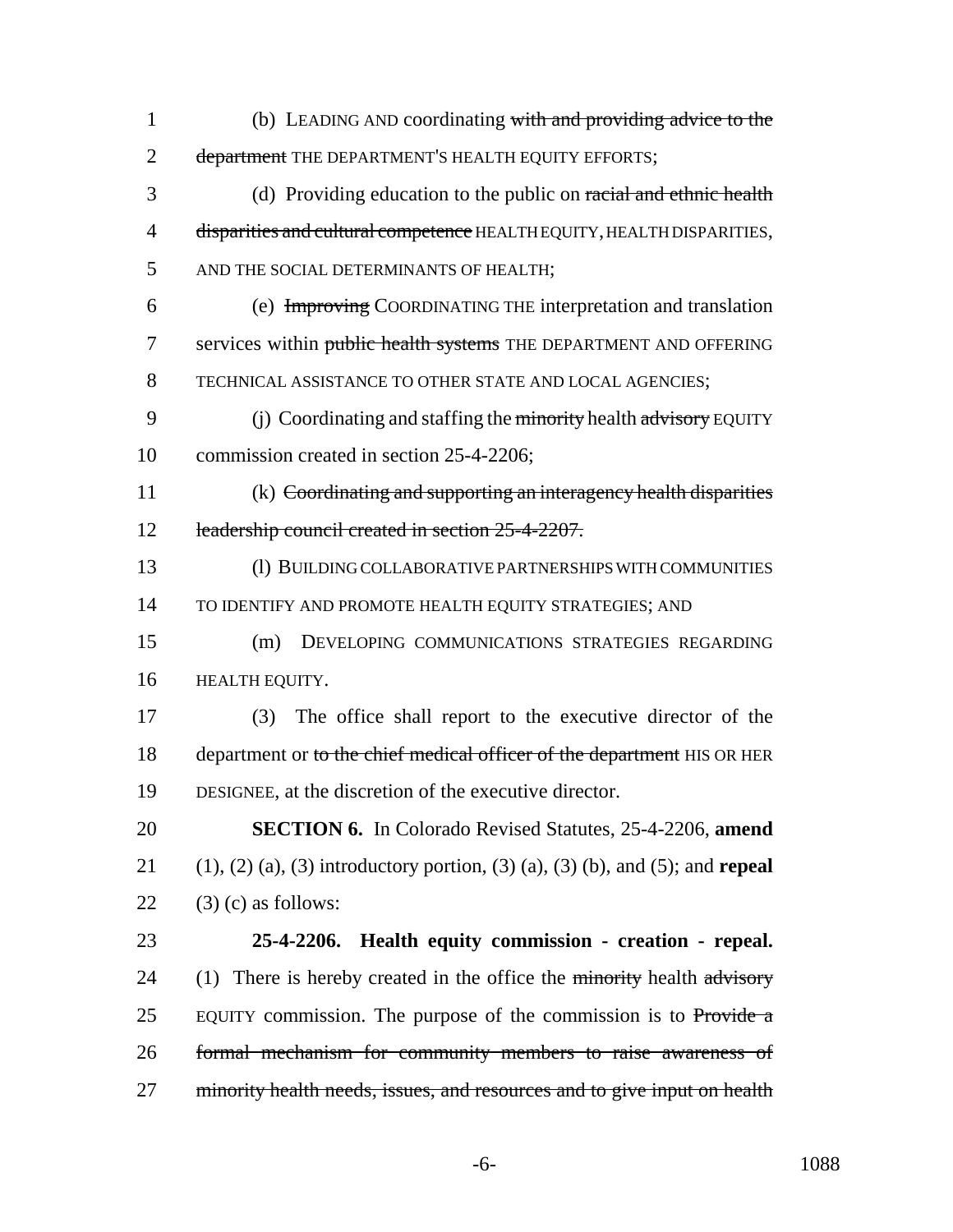(b) LEADING AND coordinating ~~with and providing advice to the department~~ THE DEPARTMENT'S HEALTH EQUITY EFFORTS;

(d) Providing education to the public on ~~racial and ethnic health disparities and cultural competence~~ HEALTH EQUITY, HEALTH DISPARITIES, AND THE SOCIAL DETERMINANTS OF HEALTH;

(e) ~~Improving~~ COORDINATING THE interpretation and translation services within ~~public health systems~~ THE DEPARTMENT AND OFFERING TECHNICAL ASSISTANCE TO OTHER STATE AND LOCAL AGENCIES;

(j) Coordinating and staffing the ~~minority~~ health ~~advisory~~ EQUITY commission created in section 25-4-2206;

(k) ~~Coordinating and supporting an interagency health disparities leadership council created in section 25-4-2207.~~

(l) BUILDING COLLABORATIVE PARTNERSHIPS WITH COMMUNITIES TO IDENTIFY AND PROMOTE HEALTH EQUITY STRATEGIES; AND

(m) DEVELOPING COMMUNICATIONS STRATEGIES REGARDING HEALTH EQUITY.

(3) The office shall report to the executive director of the department or ~~to the chief medical officer of the department~~ HIS OR HER DESIGNEE, at the discretion of the executive director.

**SECTION 6.** In Colorado Revised Statutes, 25-4-2206, **amend** (1), (2) (a), (3) introductory portion, (3) (a), (3) (b), and (5); and **repeal** (3) (c) as follows:

**25-4-2206. Health equity commission - creation - repeal.** (1) There is hereby created in the office the ~~minority~~ health ~~advisory~~ EQUITY commission. The purpose of the commission is to ~~Provide a formal mechanism for community members to raise awareness of minority health needs, issues, and resources and to give input on health~~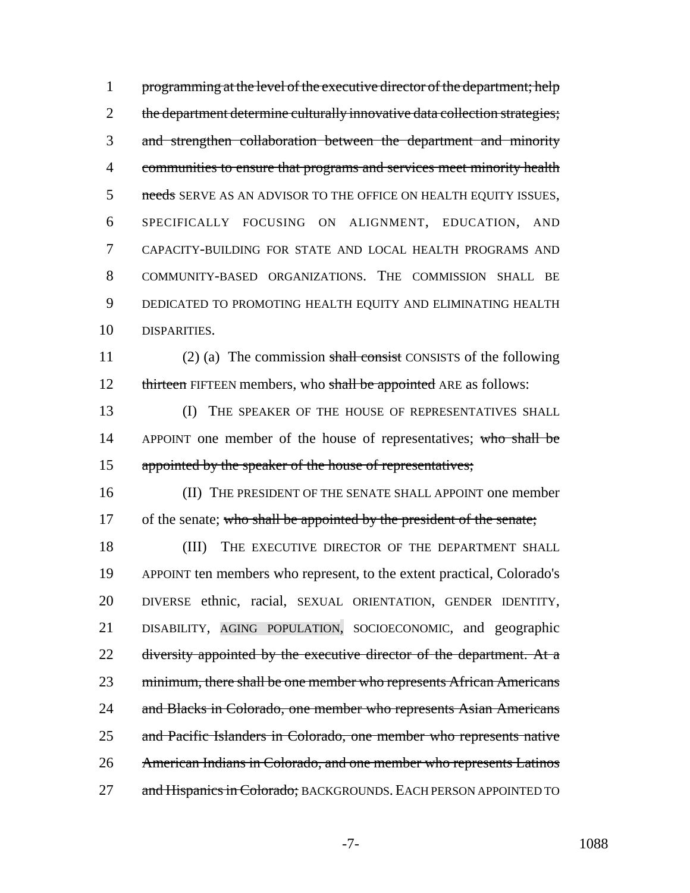1 ~~programming at the level of the executive director of the department; help~~
2 ~~the department determine culturally innovative data collection strategies;~~
3 ~~and strengthen collaboration between the department and minority~~
4 ~~communities to ensure that programs and services meet minority health~~
5 ~~needs~~ SERVE AS AN ADVISOR TO THE OFFICE ON HEALTH EQUITY ISSUES,
6 SPECIFICALLY FOCUSING ON ALIGNMENT, EDUCATION, AND
7 CAPACITY-BUILDING FOR STATE AND LOCAL HEALTH PROGRAMS AND
8 COMMUNITY-BASED ORGANIZATIONS. THE COMMISSION SHALL BE
9 DEDICATED TO PROMOTING HEALTH EQUITY AND ELIMINATING HEALTH
10 DISPARITIES.

11 (2) (a) The commission ~~shall consist~~ CONSISTS of the following
12 ~~thirteen~~ FIFTEEN members, who ~~shall be appointed~~ ARE as follows:

13 (I) THE SPEAKER OF THE HOUSE OF REPRESENTATIVES SHALL
14 APPOINT one member of the house of representatives; ~~who shall be~~
15 ~~appointed by the speaker of the house of representatives;~~

16 (II) THE PRESIDENT OF THE SENATE SHALL APPOINT one member
17 of the senate; ~~who shall be appointed by the president of the senate;~~

18 (III) THE EXECUTIVE DIRECTOR OF THE DEPARTMENT SHALL
19 APPOINT ten members who represent, to the extent practical, Colorado's
20 DIVERSE ethnic, racial, SEXUAL ORIENTATION, GENDER IDENTITY,
21 DISABILITY, AGING POPULATION, SOCIOECONOMIC, and geographic
22 ~~diversity appointed by the executive director of the department. At a~~
23 ~~minimum, there shall be one member who represents African Americans~~
24 ~~and Blacks in Colorado, one member who represents Asian Americans~~
25 ~~and Pacific Islanders in Colorado, one member who represents native~~
26 ~~American Indians in Colorado, and one member who represents Latinos~~
27 ~~and Hispanics in Colorado;~~ BACKGROUNDS. EACH PERSON APPOINTED TO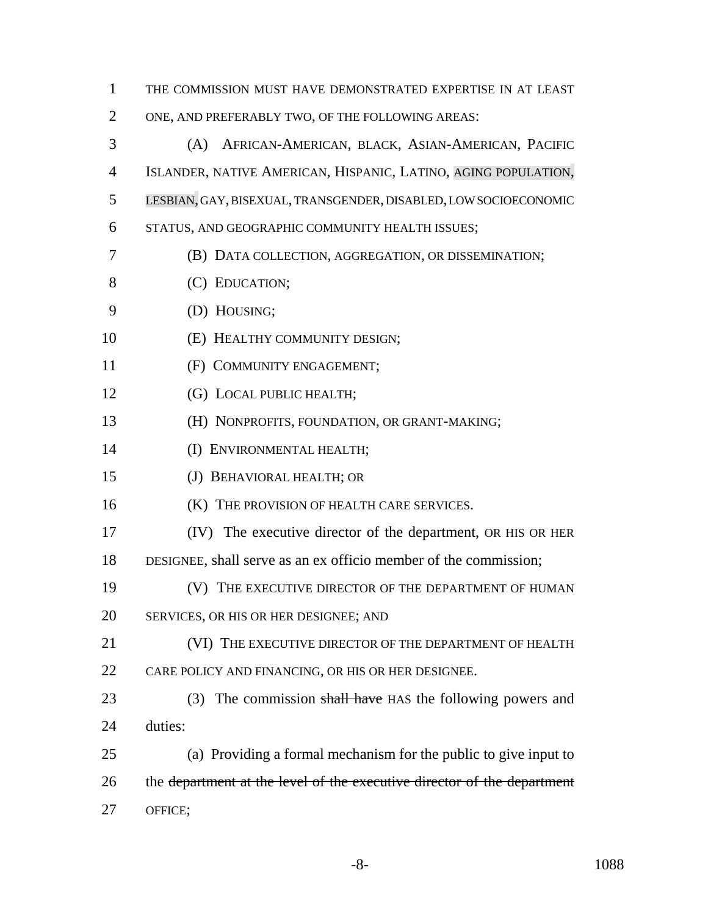THE COMMISSION MUST HAVE DEMONSTRATED EXPERTISE IN AT LEAST ONE, AND PREFERABLY TWO, OF THE FOLLOWING AREAS:

(A) AFRICAN-AMERICAN, BLACK, ASIAN-AMERICAN, PACIFIC ISLANDER, NATIVE AMERICAN, HISPANIC, LATINO, AGING POPULATION, LESBIAN, GAY, BISEXUAL, TRANSGENDER, DISABLED, LOW SOCIOECONOMIC STATUS, AND GEOGRAPHIC COMMUNITY HEALTH ISSUES;

(B) DATA COLLECTION, AGGREGATION, OR DISSEMINATION;

(C) EDUCATION;

(D) HOUSING;

(E) HEALTHY COMMUNITY DESIGN;

(F) COMMUNITY ENGAGEMENT;

(G) LOCAL PUBLIC HEALTH;

(H) NONPROFITS, FOUNDATION, OR GRANT-MAKING;

(I) ENVIRONMENTAL HEALTH;

(J) BEHAVIORAL HEALTH; OR

(K) THE PROVISION OF HEALTH CARE SERVICES.

(IV) The executive director of the department, OR HIS OR HER DESIGNEE, shall serve as an ex officio member of the commission;

(V) THE EXECUTIVE DIRECTOR OF THE DEPARTMENT OF HUMAN SERVICES, OR HIS OR HER DESIGNEE; AND

(VI) THE EXECUTIVE DIRECTOR OF THE DEPARTMENT OF HEALTH CARE POLICY AND FINANCING, OR HIS OR HER DESIGNEE.

(3) The commission ~~shall have~~ HAS the following powers and duties:

(a) Providing a formal mechanism for the public to give input to the ~~department at the level of the executive director of the department~~ OFFICE;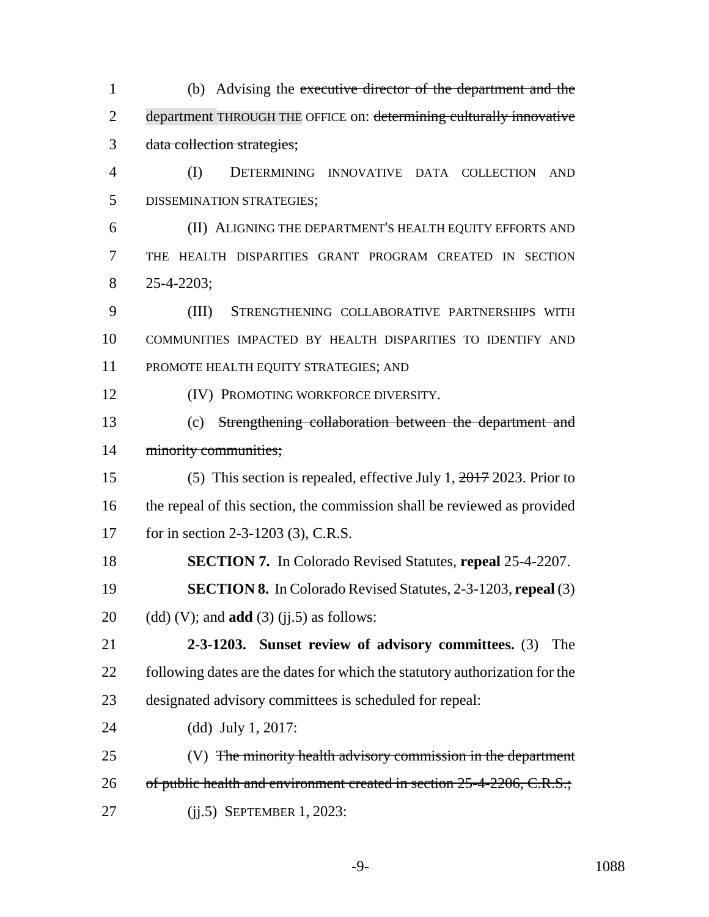(b) Advising the ~~executive director of the department and the~~ department THROUGH THE OFFICE on: ~~determining culturally innovative data collection strategies;~~

(I) DETERMINING INNOVATIVE DATA COLLECTION AND DISSEMINATION STRATEGIES;

(II) ALIGNING THE DEPARTMENT'S HEALTH EQUITY EFFORTS AND THE HEALTH DISPARITIES GRANT PROGRAM CREATED IN SECTION 25-4-2203;

(III) STRENGTHENING COLLABORATIVE PARTNERSHIPS WITH COMMUNITIES IMPACTED BY HEALTH DISPARITIES TO IDENTIFY AND PROMOTE HEALTH EQUITY STRATEGIES; AND

(IV) PROMOTING WORKFORCE DIVERSITY.

(c) ~~Strengthening collaboration between the department and minority communities;~~

(5) This section is repealed, effective July 1, ~~2017~~ 2023. Prior to the repeal of this section, the commission shall be reviewed as provided for in section 2-3-1203 (3), C.R.S.

**SECTION 7.** In Colorado Revised Statutes, **repeal** 25-4-2207.

**SECTION 8.** In Colorado Revised Statutes, 2-3-1203, **repeal** (3) (dd) (V); and **add** (3) (jj.5) as follows:

**2-3-1203. Sunset review of advisory committees.** (3) The following dates are the dates for which the statutory authorization for the designated advisory committees is scheduled for repeal:

(dd) July 1, 2017:

(V) ~~The minority health advisory commission in the department of public health and environment created in section 25-4-2206, C.R.S.;~~

(jj.5) SEPTEMBER 1, 2023: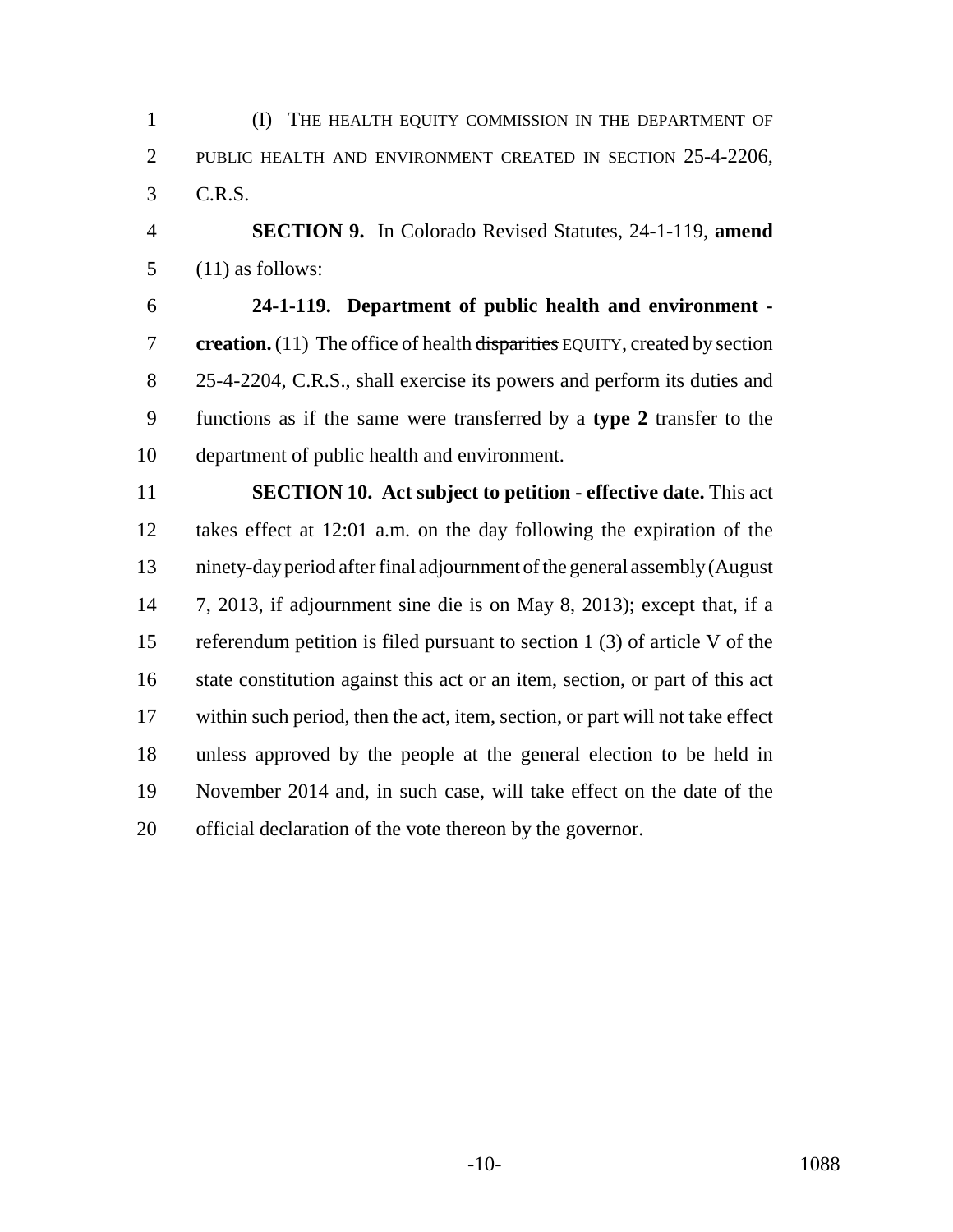(I) THE HEALTH EQUITY COMMISSION IN THE DEPARTMENT OF PUBLIC HEALTH AND ENVIRONMENT CREATED IN SECTION 25-4-2206, C.R.S.

**SECTION 9.** In Colorado Revised Statutes, 24-1-119, **amend** (11) as follows:

**24-1-119. Department of public health and environment - creation.** (11) The office of health ~~disparities~~ EQUITY, created by section 25-4-2204, C.R.S., shall exercise its powers and perform its duties and functions as if the same were transferred by a **type 2** transfer to the department of public health and environment.

**SECTION 10. Act subject to petition - effective date.** This act takes effect at 12:01 a.m. on the day following the expiration of the ninety-day period after final adjournment of the general assembly (August 7, 2013, if adjournment sine die is on May 8, 2013); except that, if a referendum petition is filed pursuant to section 1 (3) of article V of the state constitution against this act or an item, section, or part of this act within such period, then the act, item, section, or part will not take effect unless approved by the people at the general election to be held in November 2014 and, in such case, will take effect on the date of the official declaration of the vote thereon by the governor.